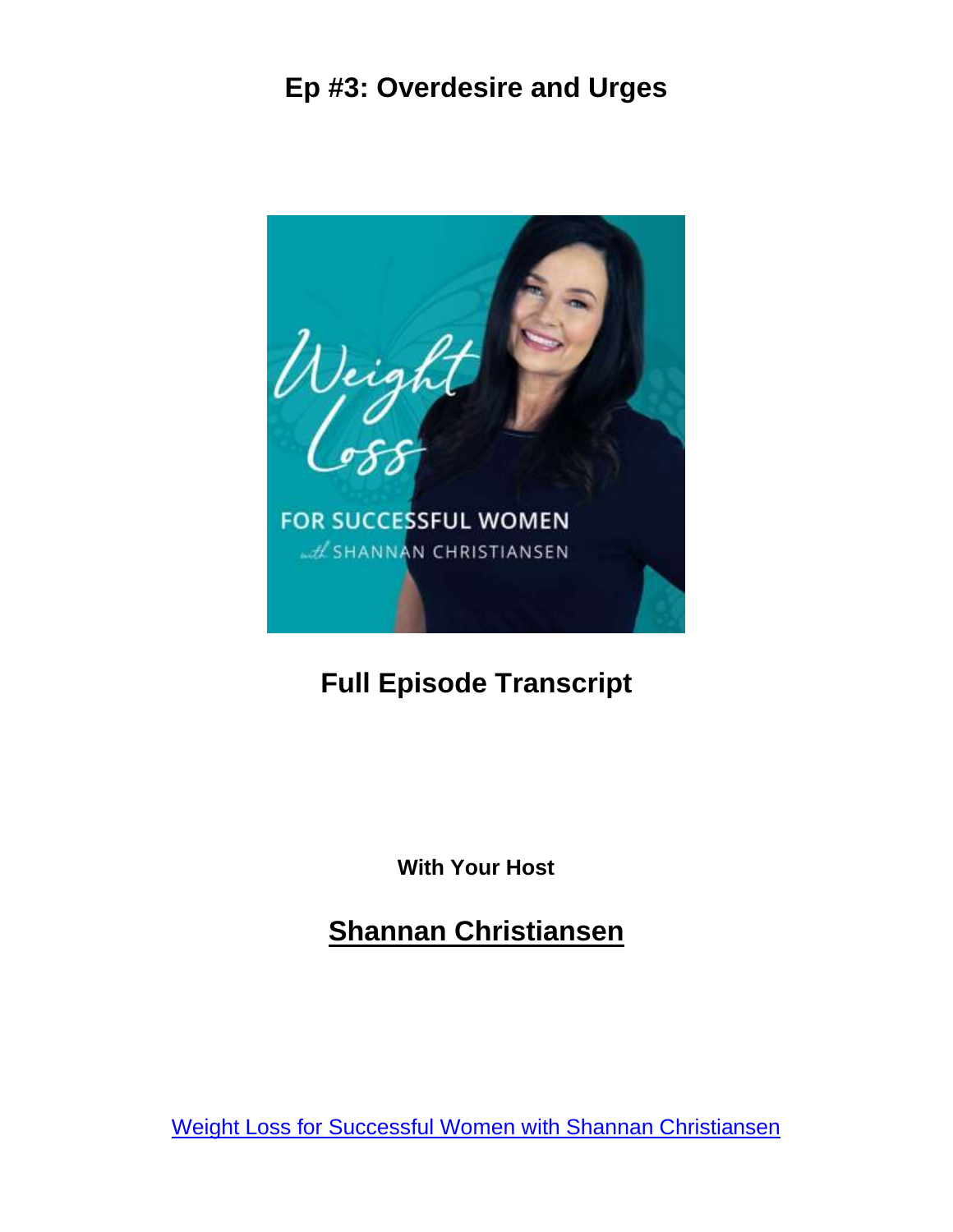# Ep #3: Overdesire and Urges

## Full Episode Transcript

**With Your Host**

## Shannan Christiansen

Weight Loss for Successful Women with Shannan Christiansen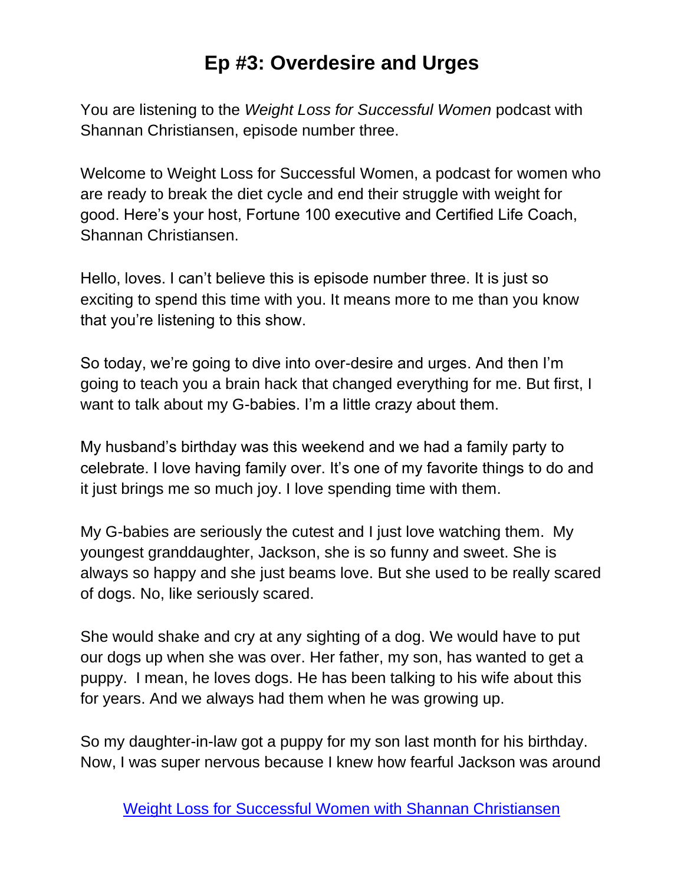# Ep #3: Overdesire and Urges

You are listening to the *Weight Loss for Successful Women* podcast with Shannan Christiansen, episode number three.

Welcome to Weight Loss for Successful Women, a podcast for women who are ready to break the diet cycle and end their struggle with weight for good. Here's your host, Fortune 100 executive and Certified Life Coach, Shannan Christiansen.

Hello, loves. I can't believe this is episode number three. It is just so exciting to spend this time with you. It means more to me than you know that you're listening to this show.

So today, we're going to dive into over-desire and urges. And then I'm going to teach you a brain hack that changed everything for me. But first, I want to talk about my G-babies. I'm a little crazy about them.

My husband's birthday was this weekend and we had a family party to celebrate. I love having family over. It's one of my favorite things to do and it just brings me so much joy. I love spending time with them.

My G-babies are seriously the cutest and I just love watching them. My youngest granddaughter, Jackson, she is so funny and sweet. She is always so happy and she just beams love. But she used to be really scared of dogs. No, like seriously scared.

She would shake and cry at any sighting of a dog. We would have to put our dogs up when she was over. Her father, my son, has wanted to get a puppy. I mean, he loves dogs. He has been talking to his wife about this for years. And we always had them when he was growing up.

So my daughter-in-law got a puppy for my son last month for his birthday. Now, I was super nervous because I knew how fearful Jackson was around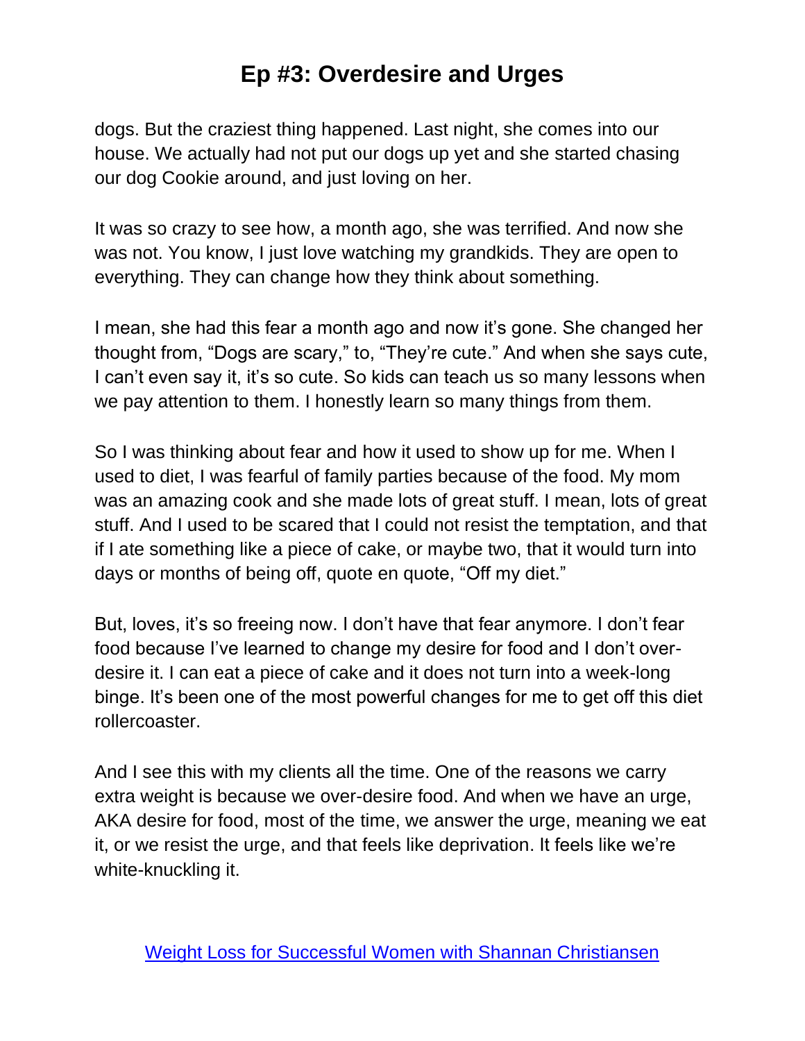dogs. But the craziest thing happened. Last night, she comes into our house. We actually had not put our dogs up yet and she started chasing our dog Cookie around, and just loving on her.

It was so crazy to see how, a month ago, she was terrified. And now she was not. You know, I just love watching my grandkids. They are open to everything. They can change how they think about something.

I mean, she had this fear a month ago and now it's gone. She changed her thought from, "Dogs are scary," to, "They're cute." And when she says cute, I can't even say it, it's so cute. So kids can teach us so many lessons when we pay attention to them. I honestly learn so many things from them.

So I was thinking about fear and how it used to show up for me. When I used to diet, I was fearful of family parties because of the food. My mom was an amazing cook and she made lots of great stuff. I mean, lots of great stuff. And I used to be scared that I could not resist the temptation, and that if I ate something like a piece of cake, or maybe two, that it would turn into days or months of being off, quote en quote, "Off my diet."

But, loves, it's so freeing now. I don't have that fear anymore. I don't fear food because I've learned to change my desire for food and I don't over-desire it. I can eat a piece of cake and it does not turn into a week-long binge. It's been one of the most powerful changes for me to get off this diet rollercoaster.

And I see this with my clients all the time. One of the reasons we carry extra weight is because we over-desire food. And when we have an urge, AKA desire for food, most of the time, we answer the urge, meaning we eat it, or we resist the urge, and that feels like deprivation. It feels like we're white-knuckling it.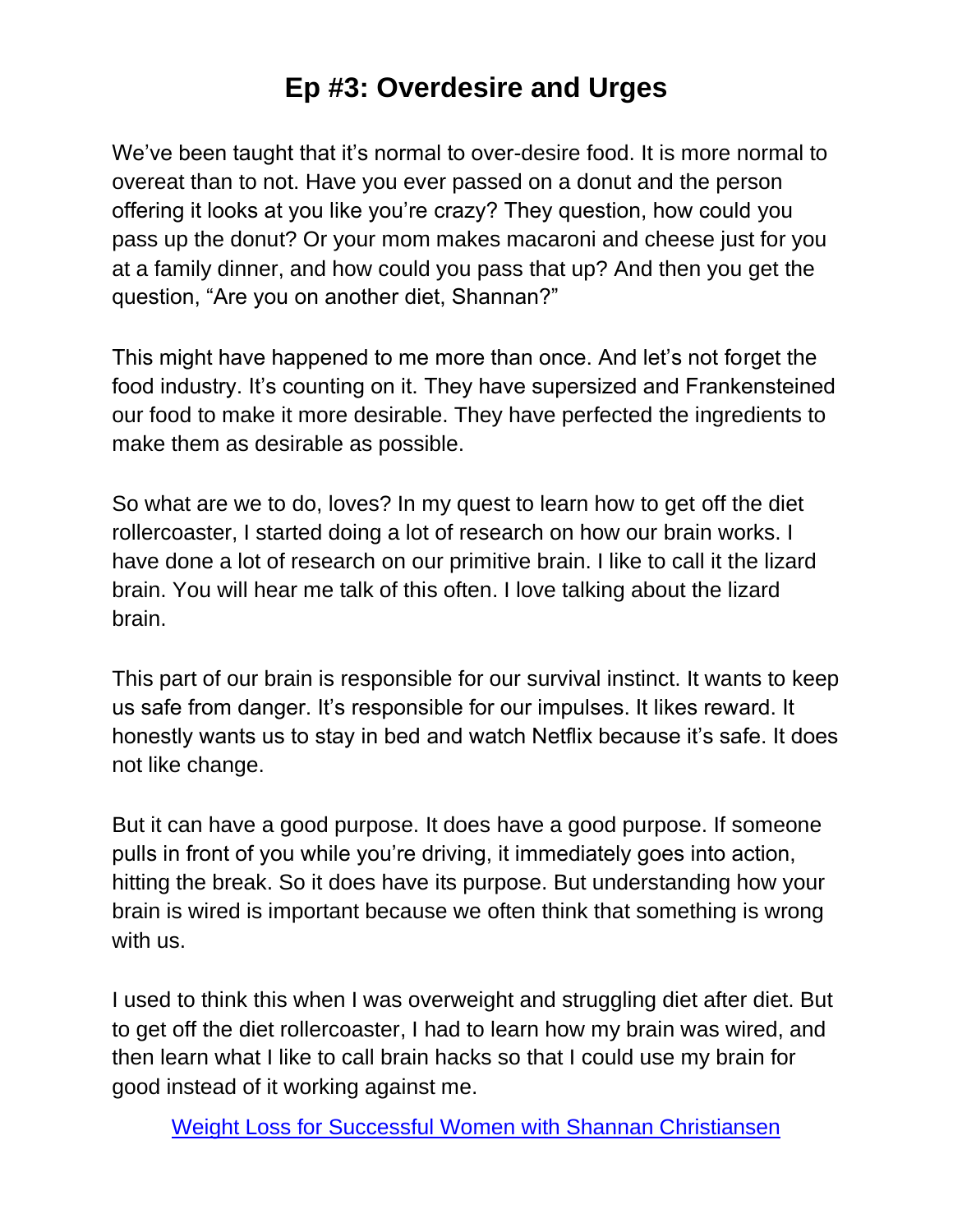# Ep #3: Overdesire and Urges

We've been taught that it's normal to over-desire food. It is more normal to overeat than to not. Have you ever passed on a donut and the person offering it looks at you like you're crazy? They question, how could you pass up the donut? Or your mom makes macaroni and cheese just for you at a family dinner, and how could you pass that up? And then you get the question, "Are you on another diet, Shannan?"

This might have happened to me more than once. And let's not forget the food industry. It's counting on it. They have supersized and Frankensteined our food to make it more desirable. They have perfected the ingredients to make them as desirable as possible.

So what are we to do, loves? In my quest to learn how to get off the diet rollercoaster, I started doing a lot of research on how our brain works. I have done a lot of research on our primitive brain. I like to call it the lizard brain. You will hear me talk of this often. I love talking about the lizard brain.

This part of our brain is responsible for our survival instinct. It wants to keep us safe from danger. It's responsible for our impulses. It likes reward. It honestly wants us to stay in bed and watch Netflix because it's safe. It does not like change.

But it can have a good purpose. It does have a good purpose. If someone pulls in front of you while you're driving, it immediately goes into action, hitting the break. So it does have its purpose. But understanding how your brain is wired is important because we often think that something is wrong with us.

I used to think this when I was overweight and struggling diet after diet. But to get off the diet rollercoaster, I had to learn how my brain was wired, and then learn what I like to call brain hacks so that I could use my brain for good instead of it working against me.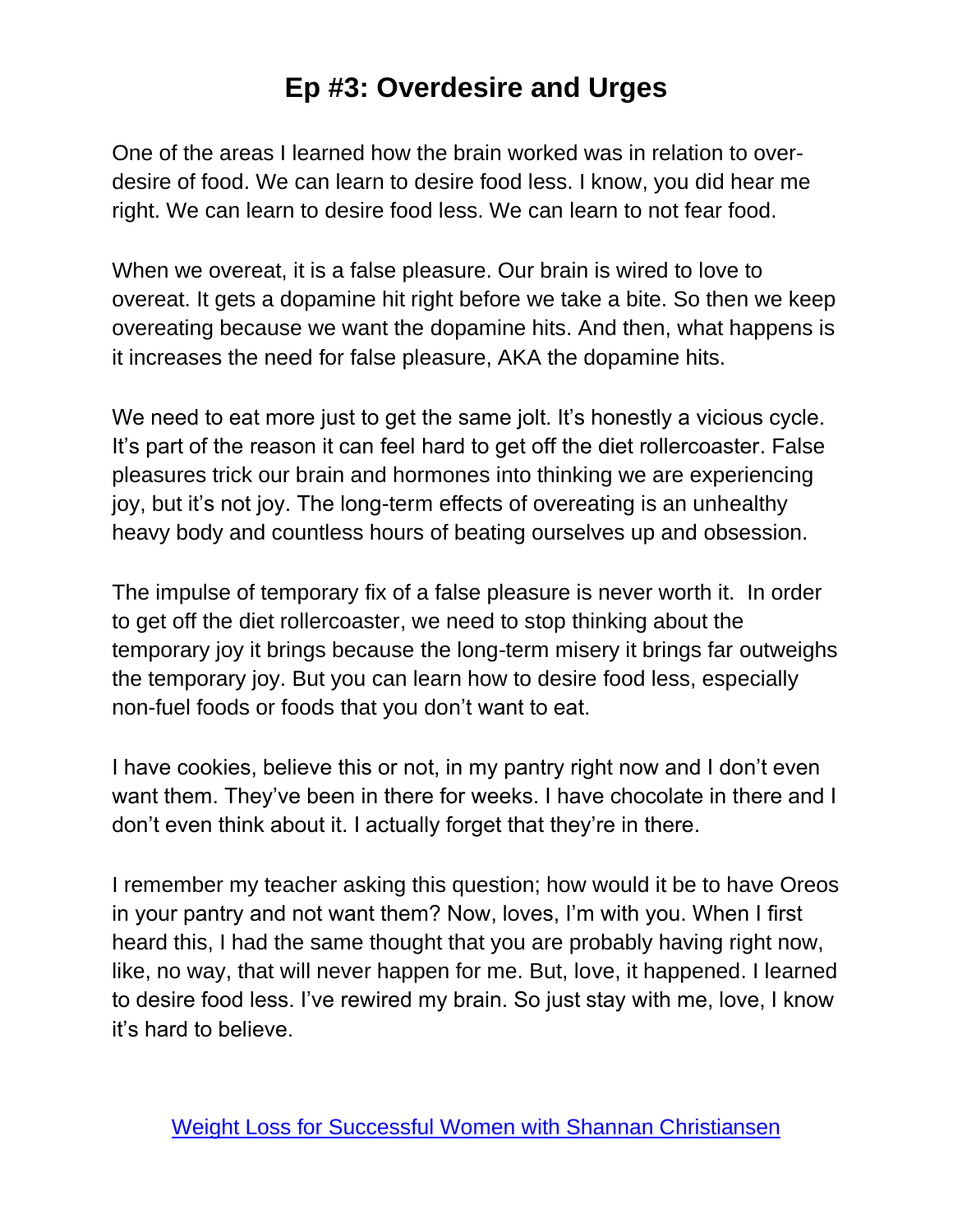# Ep #3: Overdesire and Urges

One of the areas I learned how the brain worked was in relation to over-desire of food. We can learn to desire food less. I know, you did hear me right. We can learn to desire food less. We can learn to not fear food.

When we overeat, it is a false pleasure. Our brain is wired to love to overeat. It gets a dopamine hit right before we take a bite. So then we keep overeating because we want the dopamine hits. And then, what happens is it increases the need for false pleasure, AKA the dopamine hits.

We need to eat more just to get the same jolt. It's honestly a vicious cycle. It's part of the reason it can feel hard to get off the diet rollercoaster. False pleasures trick our brain and hormones into thinking we are experiencing joy, but it's not joy. The long-term effects of overeating is an unhealthy heavy body and countless hours of beating ourselves up and obsession.

The impulse of temporary fix of a false pleasure is never worth it. In order to get off the diet rollercoaster, we need to stop thinking about the temporary joy it brings because the long-term misery it brings far outweighs the temporary joy. But you can learn how to desire food less, especially non-fuel foods or foods that you don't want to eat.

I have cookies, believe this or not, in my pantry right now and I don't even want them. They've been in there for weeks. I have chocolate in there and I don't even think about it. I actually forget that they're in there.

I remember my teacher asking this question; how would it be to have Oreos in your pantry and not want them? Now, loves, I'm with you. When I first heard this, I had the same thought that you are probably having right now, like, no way, that will never happen for me. But, love, it happened. I learned to desire food less. I've rewired my brain. So just stay with me, love, I know it's hard to believe.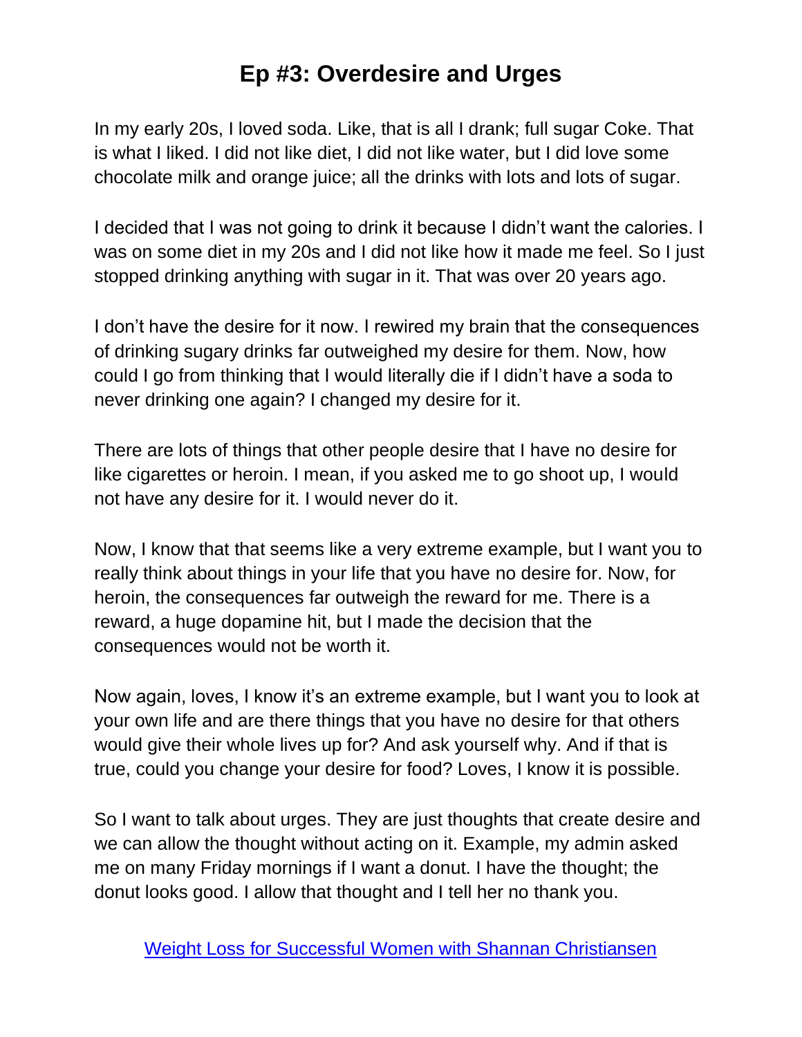# Ep #3: Overdesire and Urges

In my early 20s, I loved soda. Like, that is all I drank; full sugar Coke. That is what I liked. I did not like diet, I did not like water, but I did love some chocolate milk and orange juice; all the drinks with lots and lots of sugar.

I decided that I was not going to drink it because I didn't want the calories. I was on some diet in my 20s and I did not like how it made me feel. So I just stopped drinking anything with sugar in it. That was over 20 years ago.

I don't have the desire for it now. I rewired my brain that the consequences of drinking sugary drinks far outweighed my desire for them. Now, how could I go from thinking that I would literally die if I didn't have a soda to never drinking one again? I changed my desire for it.

There are lots of things that other people desire that I have no desire for like cigarettes or heroin. I mean, if you asked me to go shoot up, I would not have any desire for it. I would never do it.

Now, I know that that seems like a very extreme example, but I want you to really think about things in your life that you have no desire for. Now, for heroin, the consequences far outweigh the reward for me. There is a reward, a huge dopamine hit, but I made the decision that the consequences would not be worth it.

Now again, loves, I know it's an extreme example, but I want you to look at your own life and are there things that you have no desire for that others would give their whole lives up for? And ask yourself why. And if that is true, could you change your desire for food? Loves, I know it is possible.

So I want to talk about urges. They are just thoughts that create desire and we can allow the thought without acting on it. Example, my admin asked me on many Friday mornings if I want a donut. I have the thought; the donut looks good. I allow that thought and I tell her no thank you.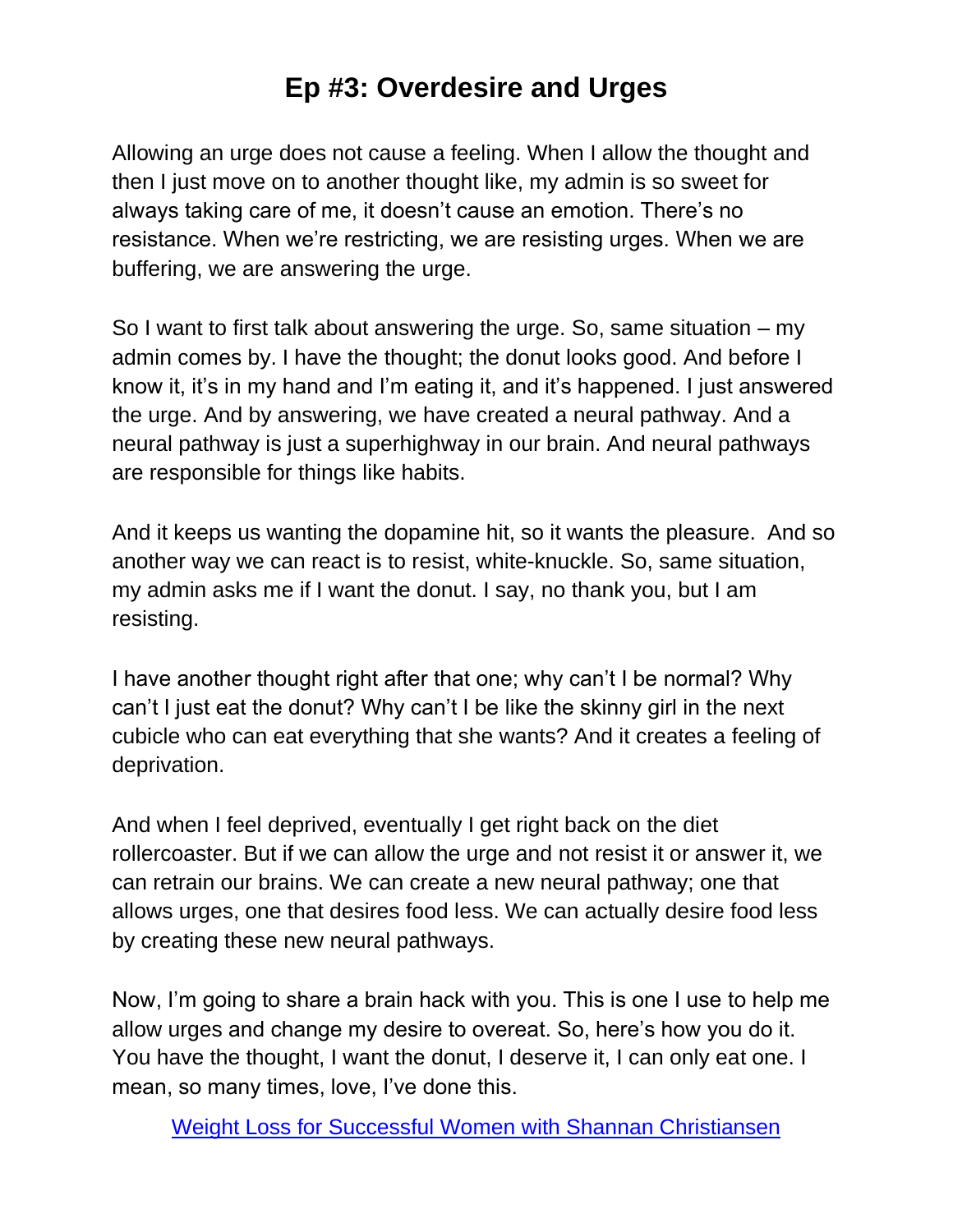# Ep #3: Overdesire and Urges

Allowing an urge does not cause a feeling. When I allow the thought and then I just move on to another thought like, my admin is so sweet for always taking care of me, it doesn't cause an emotion. There's no resistance. When we're restricting, we are resisting urges. When we are buffering, we are answering the urge.

So I want to first talk about answering the urge. So, same situation – my admin comes by. I have the thought; the donut looks good. And before I know it, it's in my hand and I'm eating it, and it's happened. I just answered the urge. And by answering, we have created a neural pathway. And a neural pathway is just a superhighway in our brain. And neural pathways are responsible for things like habits.

And it keeps us wanting the dopamine hit, so it wants the pleasure. And so another way we can react is to resist, white-knuckle. So, same situation, my admin asks me if I want the donut. I say, no thank you, but I am resisting.

I have another thought right after that one; why can't I be normal? Why can't I just eat the donut? Why can't I be like the skinny girl in the next cubicle who can eat everything that she wants? And it creates a feeling of deprivation.

And when I feel deprived, eventually I get right back on the diet rollercoaster. But if we can allow the urge and not resist it or answer it, we can retrain our brains. We can create a new neural pathway; one that allows urges, one that desires food less. We can actually desire food less by creating these new neural pathways.

Now, I'm going to share a brain hack with you. This is one I use to help me allow urges and change my desire to overeat. So, here's how you do it. You have the thought, I want the donut, I deserve it, I can only eat one. I mean, so many times, love, I've done this.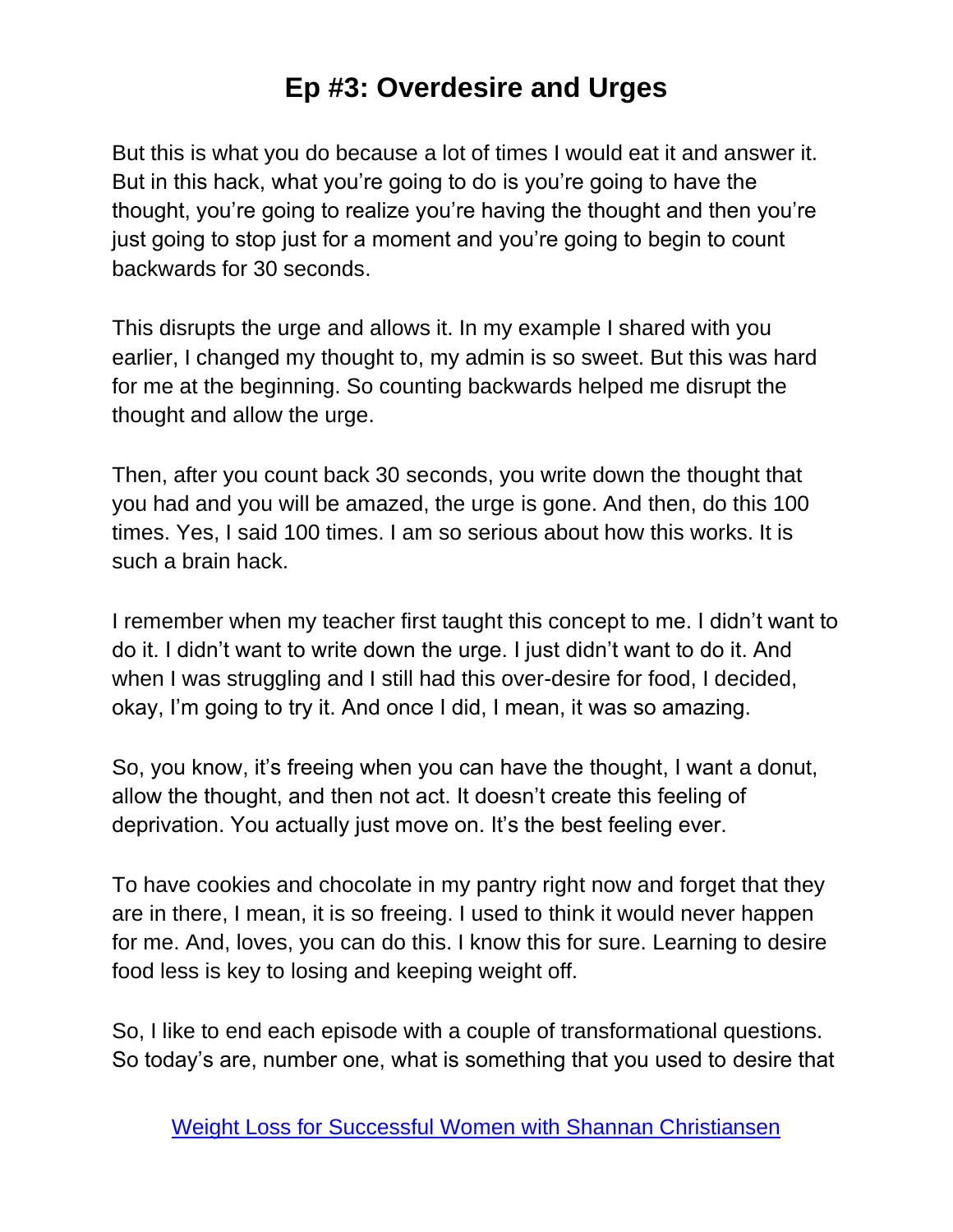But this is what you do because a lot of times I would eat it and answer it. But in this hack, what you're going to do is you're going to have the thought, you're going to realize you're having the thought and then you're just going to stop just for a moment and you're going to begin to count backwards for 30 seconds.

This disrupts the urge and allows it. In my example I shared with you earlier, I changed my thought to, my admin is so sweet. But this was hard for me at the beginning. So counting backwards helped me disrupt the thought and allow the urge.

Then, after you count back 30 seconds, you write down the thought that you had and you will be amazed, the urge is gone. And then, do this 100 times. Yes, I said 100 times. I am so serious about how this works. It is such a brain hack.

I remember when my teacher first taught this concept to me. I didn't want to do it. I didn't want to write down the urge. I just didn't want to do it. And when I was struggling and I still had this over-desire for food, I decided, okay, I'm going to try it. And once I did, I mean, it was so amazing.

So, you know, it's freeing when you can have the thought, I want a donut, allow the thought, and then not act. It doesn't create this feeling of deprivation. You actually just move on. It's the best feeling ever.

To have cookies and chocolate in my pantry right now and forget that they are in there, I mean, it is so freeing. I used to think it would never happen for me. And, loves, you can do this. I know this for sure. Learning to desire food less is key to losing and keeping weight off.

So, I like to end each episode with a couple of transformational questions. So today's are, number one, what is something that you used to desire that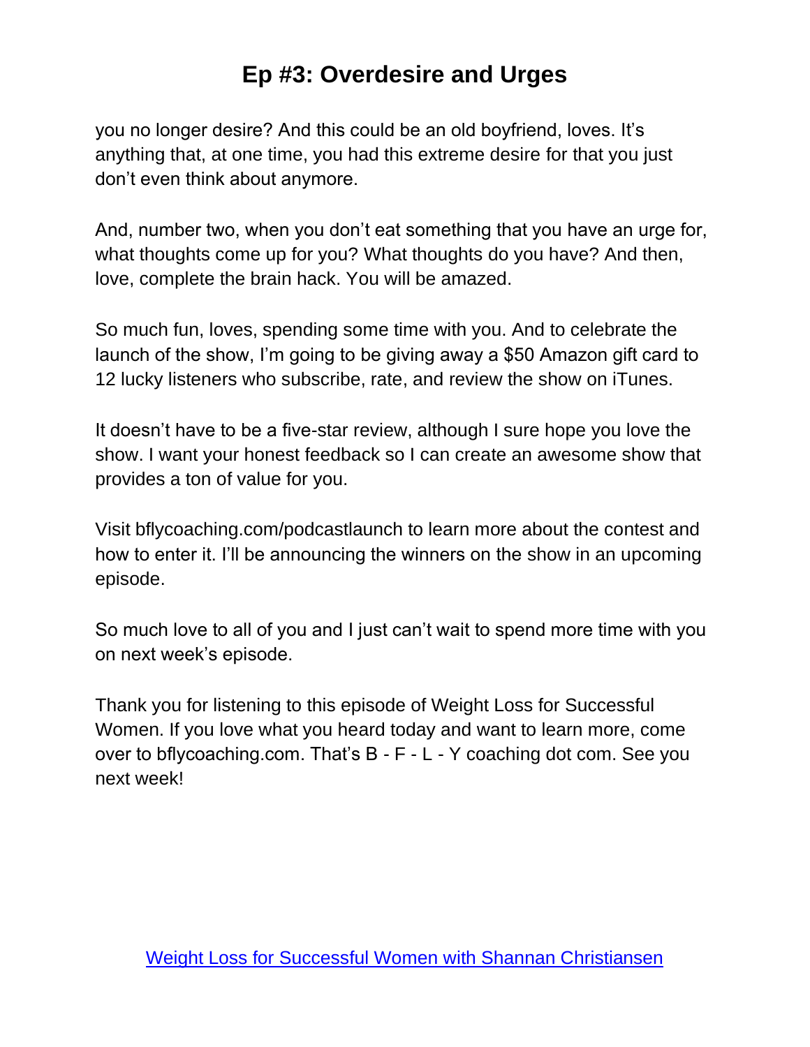you no longer desire? And this could be an old boyfriend, loves. It's anything that, at one time, you had this extreme desire for that you just don't even think about anymore.

And, number two, when you don't eat something that you have an urge for, what thoughts come up for you? What thoughts do you have? And then, love, complete the brain hack. You will be amazed.

So much fun, loves, spending some time with you. And to celebrate the launch of the show, I'm going to be giving away a $50 Amazon gift card to 12 lucky listeners who subscribe, rate, and review the show on iTunes.

It doesn't have to be a five-star review, although I sure hope you love the show. I want your honest feedback so I can create an awesome show that provides a ton of value for you.

Visit bflycoaching.com/podcastlaunch to learn more about the contest and how to enter it. I'll be announcing the winners on the show in an upcoming episode.

So much love to all of you and I just can't wait to spend more time with you on next week's episode.

Thank you for listening to this episode of Weight Loss for Successful Women. If you love what you heard today and want to learn more, come over to bflycoaching.com. That's B - F - L - Y coaching dot com. See you next week!